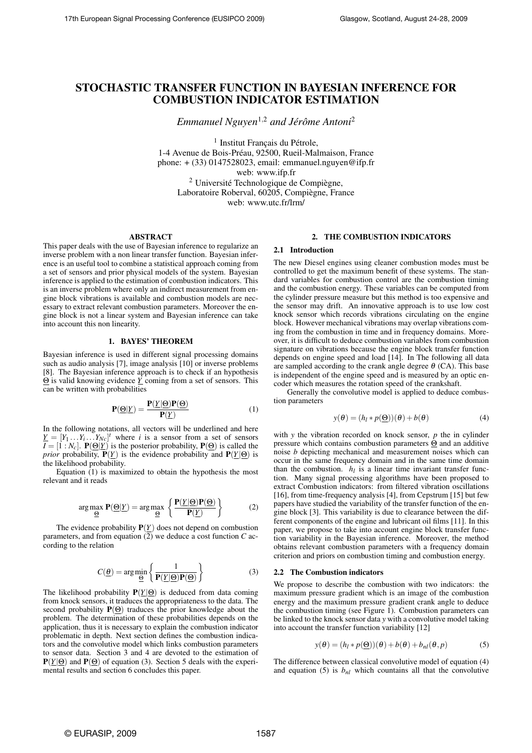# STOCHASTIC TRANSFER FUNCTION IN BAYESIAN INFERENCE FOR COMBUSTION INDICATOR ESTIMATION

*Emmanuel Nguyen*[1,2] *and Jérôme Antoni*[2]

[1] Institut Français du Pétrole,
1-4 Avenue de Bois-Préau, 92500, Rueil-Malmaison, France
phone: + (33) 0147528023, email: emmanuel.nguyen@ifp.fr
web: www.ifp.fr
[2] Université Technologique de Compiègne,
Laboratoire Roberval, 60205, Compiègne, France
web: www.utc.fr/lrm/

## ABSTRACT

This paper deals with the use of Bayesian inference to regularize an inverse problem with a non linear transfer function. Bayesian inference is an useful tool to combine a statistical approach coming from a set of sensors and prior physical models of the system. Bayesian inference is applied to the estimation of combustion indicators. This is an inverse problem where only an indirect measurement from engine block vibrations is available and combustion models are necessary to extract relevant combustion parameters. Moreover the engine block is not a linear system and Bayesian inference can take into account this non linearity.

## 1. BAYES' THEOREM

Bayesian inference is used in different signal processing domains such as audio analysis [7], image analysis [10] or inverse problems [8]. The Bayesian inference approach is to check if an hypothesis $\underline{\Theta}$ is valid knowing evidence $\underline{Y}$ coming from a set of sensors. This can be written with probabilities

$$\mathbf{P}(\underline{\Theta}|\underline{Y}) = \frac{\mathbf{P}(\underline{Y}|\underline{\Theta})\mathbf{P}(\underline{\Theta})}{\mathbf{P}(\underline{Y})} \tag{1}$$

In the following notations, all vectors will be underlined and here $\underline{Y} = [Y_1 \dots Y_i \dots Y_{Nc}]^t$ where $i$ is a sensor from a set of sensors $I = [1 : N_c]$. $\mathbf{P}(\underline{\Theta}|\underline{Y})$ is the posterior probability, $\mathbf{P}(\underline{\Theta})$ is called the *prior* probability, $\mathbf{P}(\underline{Y})$ is the evidence probability and $\mathbf{P}(\underline{Y}|\underline{\Theta})$ is the likelihood probability.

Equation (1) is maximized to obtain the hypothesis the most relevant and it reads

$$\arg\max_{\underline{\Theta}} \mathbf{P}(\underline{\Theta}|\underline{Y}) = \arg\max_{\underline{\Theta}} \left\{ \frac{\mathbf{P}(\underline{Y}|\underline{\Theta})\mathbf{P}(\underline{\Theta})}{\mathbf{P}(\underline{Y})} \right\} \tag{2}$$

The evidence probability $\mathbf{P}(\underline{Y})$ does not depend on combustion parameters, and from equation (2) we deduce a cost function $C$ according to the relation

$$C(\underline{\theta}) = \arg\min_{\underline{\Theta}} \left\{ \frac{1}{\mathbf{P}(\underline{Y}|\underline{\Theta})\mathbf{P}(\underline{\Theta})} \right\} \tag{3}$$

The likelihood probability $\mathbf{P}(\underline{Y}|\underline{\Theta})$ is deduced from data coming from knock sensors, it traduces the appropriateness to the data. The second probability $\mathbf{P}(\underline{\Theta})$ traduces the prior knowledge about the problem. The determination of these probabilities depends on the application, thus it is necessary to explain the combustion indicator problematic in depth. Next section defines the combustion indicators and the convolutive model which links combustion parameters to sensor data. Section 3 and 4 are devoted to the estimation of $\mathbf{P}(\underline{Y}|\underline{\Theta})$ and $\mathbf{P}(\underline{\Theta})$ of equation (3). Section 5 deals with the experimental results and section 6 concludes this paper.

## 2. THE COMBUSTION INDICATORS

### 2.1 Introduction

The new Diesel engines using cleaner combustion modes must be controlled to get the maximum benefit of these systems. The standard variables for combustion control are the combustion timing and the combustion energy. These variables can be computed from the cylinder pressure measure but this method is too expensive and the sensor may drift. An innovative approach is to use low cost knock sensor which records vibrations circulating on the engine block. However mechanical vibrations may overlap vibrations coming from the combustion in time and in frequency domains. Moreover, it is difficult to deduce combustion variables from combustion signature on vibrations because the engine block transfer function depends on engine speed and load [14]. In the following all data are sampled according to the crank angle degree $\theta$ (CA). This base is independent of the engine speed and is measured by an optic encoder which measures the rotation speed of the crankshaft.

Generally the convolutive model is applied to deduce combustion parameters

$$y(\theta) = (h_l * p(\underline{\Theta}))(\theta) + b(\theta) \tag{4}$$

with $y$ the vibration recorded on knock sensor, $p$ the in cylinder pressure which contains combustion parameters $\underline{\Theta}$ and an additive noise $b$ depicting mechanical and measurement noises which can occur in the same frequency domain and in the same time domain than the combustion. $h_l$ is a linear time invariant transfer function. Many signal processing algorithms have been proposed to extract Combustion indicators: from filtered vibration oscillations [16], from time-frequency analysis [4], from Cepstrum [15] but few papers have studied the variability of the transfer function of the engine block [3]. This variability is due to clearance between the different components of the engine and lubricant oil films [11]. In this paper, we propose to take into account engine block transfer function variability in the Bayesian inference. Moreover, the method obtains relevant combustion parameters with a frequency domain criterion and priors on combustion timing and combustion energy.

### 2.2 The Combustion indicators

We propose to describe the combustion with two indicators: the maximum pressure gradient which is an image of the combustion energy and the maximum pressure gradient crank angle to deduce the combustion timing (see Figure 1). Combustion parameters can be linked to the knock sensor data $y$ with a convolutive model taking into account the transfer function variability [12]

$$y(\theta) = (h_l * p(\underline{\Theta}))(\theta) + b(\theta) + b_{nl}(\theta, p) \tag{5}$$

The difference between classical convolutive model of equation (4) and equation (5) is $b_{nl}$ which countains all that the convolutive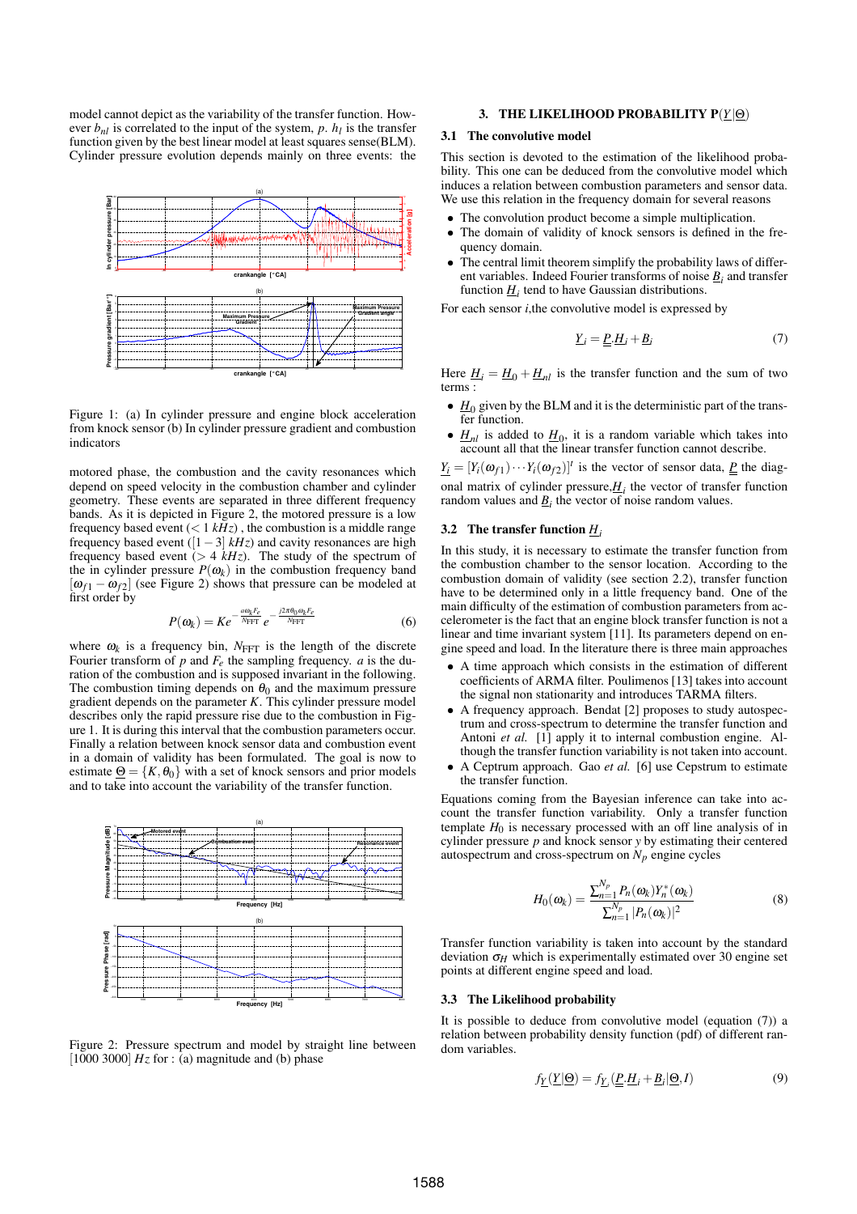model cannot depict as the variability of the transfer function. However $b_{nl}$ is correlated to the input of the system, $p$. $h_l$ is the transfer function given by the best linear model at least squares sense(BLM). Cylinder pressure evolution depends mainly on three events: the

Figure 1: (a) In cylinder pressure and engine block acceleration from knock sensor (b) In cylinder pressure gradient and combustion indicators

motored phase, the combustion and the cavity resonances which depend on speed velocity in the combustion chamber and cylinder geometry. These events are separated in three different frequency bands. As it is depicted in Figure 2, the motored pressure is a low frequency based event ($< 1\ kHz$) , the combustion is a middle range frequency based event ($[1-3]\ kHz$) and cavity resonances are high frequency based event ($> 4\ kHz$). The study of the spectrum of the in cylinder pressure $P(\omega_k)$ in the combustion frequency band $[\omega_{f1} - \omega_{f2}]$ (see Figure 2) shows that pressure can be modeled at first order by

$$P(\omega_k) = Ke^{-\frac{a\omega_k F_e}{N_{\text{FFT}}}} e^{-\frac{j2\pi\theta_0\omega_k F_e}{N_{\text{FFT}}}} \tag{6}$$

where $\omega_k$ is a frequency bin, $N_{\text{FFT}}$ is the length of the discrete Fourier transform of $p$ and $F_e$ the sampling frequency. $a$ is the duration of the combustion and is supposed invariant in the following. The combustion timing depends on $\theta_0$ and the maximum pressure gradient depends on the parameter $K$. This cylinder pressure model describes only the rapid pressure rise due to the combustion in Figure 1. It is during this interval that the combustion parameters occur. Finally a relation between knock sensor data and combustion event in a domain of validity has been formulated. The goal is now to estimate $\underline{\Theta} = \{K, \theta_0\}$ with a set of knock sensors and prior models and to take into account the variability of the transfer function.

Figure 2: Pressure spectrum and model by straight line between $[1000\ 3000]\ Hz$ for : (a) magnitude and (b) phase

## 3. THE LIKELIHOOD PROBABILITY $\text{P}(\underline{Y}|\underline{\Theta})$

### 3.1 The convolutive model

This section is devoted to the estimation of the likelihood probability. This one can be deduced from the convolutive model which induces a relation between combustion parameters and sensor data. We use this relation in the frequency domain for several reasons

- The convolution product become a simple multiplication.
- The domain of validity of knock sensors is defined in the frequency domain.
- The central limit theorem simplify the probability laws of different variables. Indeed Fourier transforms of noise $\underline{B}_i$ and transfer function $\underline{H}_i$ tend to have Gaussian distributions.

For each sensor $i$,the convolutive model is expressed by

$$\underline{Y}_i = \underline{P}.\underline{H}_i + \underline{B}_i \tag{7}$$

Here $\underline{H}_i = \underline{H}_0 + \underline{H}_{nl}$ is the transfer function and the sum of two terms :

- $\underline{H}_0$ given by the BLM and it is the deterministic part of the transfer function.
- $\underline{H}_{nl}$ is added to $\underline{H}_0$, it is a random variable which takes into account all that the linear transfer function cannot describe.

$\underline{Y}_i = [Y_i(\omega_{f1}) \cdots Y_i(\omega_{f2})]^t$ is the vector of sensor data, $\underline{P}$ the diagonal matrix of cylinder pressure,$\underline{H}_i$ the vector of transfer function random values and $\underline{B}_i$ the vector of noise random values.

### 3.2 The transfer function $\underline{H}_i$

In this study, it is necessary to estimate the transfer function from the combustion chamber to the sensor location. According to the combustion domain of validity (see section 2.2), transfer function have to be determined only in a little frequency band. One of the main difficulty of the estimation of combustion parameters from accelerometer is the fact that an engine block transfer function is not a linear and time invariant system [11]. Its parameters depend on engine speed and load. In the literature there is three main approaches

- A time approach which consists in the estimation of different coefficients of ARMA filter. Poulimenos [13] takes into account the signal non stationarity and introduces TARMA filters.
- A frequency approach. Bendat [2] proposes to study autospectrum and cross-spectrum to determine the transfer function and Antoni *et al.* [1] apply it to internal combustion engine. Although the transfer function variability is not taken into account.
- A Ceptrum approach. Gao *et al.* [6] use Cepstrum to estimate the transfer function.

Equations coming from the Bayesian inference can take into account the transfer function variability. Only a transfer function template $H_0$ is necessary processed with an off line analysis of in cylinder pressure $p$ and knock sensor $y$ by estimating their centered autospectrum and cross-spectrum on $N_p$ engine cycles

$$H_0(\omega_k) = \frac{\sum_{n=1}^{N_p} P_n(\omega_k) Y_n^*(\omega_k)}{\sum_{n=1}^{N_p} |P_n(\omega_k)|^2} \tag{8}$$

Transfer function variability is taken into account by the standard deviation $\sigma_H$ which is experimentally estimated over 30 engine set points at different engine speed and load.

### 3.3 The Likelihood probability

It is possible to deduce from convolutive model (equation (7)) a relation between probability density function (pdf) of different random variables.

$$f_{\underline{Y}}(\underline{Y}|\underline{\Theta}) = f_{\underline{Y}_i}(\underline{P}.\underline{H}_i + \underline{B}_i|\underline{\Theta}, I) \tag{9}$$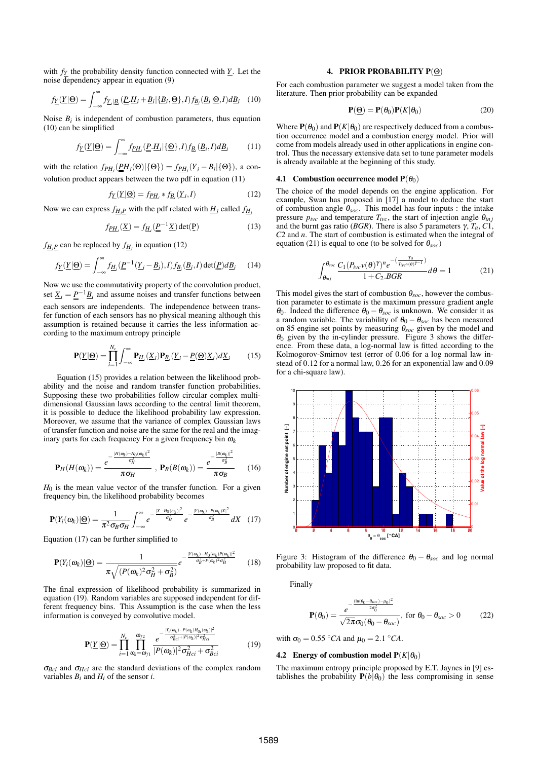with $f_{\underline{Y}}$ the probability density function connected with $\underline{Y}$. Let the noise dependency appear in equation (9)

$$f_{\underline{Y}}(\underline{Y}|\underline{\Theta}) = \int_{-\infty}^{\infty} f_{\underline{Y}_i|\underline{B}_i}(\underline{\underline{P}}.\underline{H}_i + \underline{B}_i|\{\underline{B}_i, \underline{\Theta}\}, I) f_{\underline{B}_i}(\underline{B}_i|\underline{\Theta}, I) d\underline{B}_i \quad (10)$$

Noise $B_i$ is independent of combustion parameters, thus equation (10) can be simplified

$$f_{\underline{Y}}(\underline{Y}|\underline{\Theta}) = \int_{-\infty}^{\infty} f_{\underline{PH}_i}(\underline{\underline{P}}.\underline{H}_i|\{\underline{\Theta}\}, I) f_{\underline{B}}(\underline{B}_i, I) d\underline{B}_i \quad (11)$$

with the relation $f_{\underline{PH}_i}(\underline{\underline{P}H}_i(\underline{\Theta})|\{\underline{\Theta}\}) = f_{\underline{PH}_i}(\underline{Y}_i - \underline{B}_i|\{\underline{\Theta}\})$, a convolution product appears between the two pdf in equation (11)

$$f_{\underline{Y}}(\underline{Y}|\underline{\Theta}) = f_{\underline{PH}_i} * f_{\underline{B}_i}(\underline{Y}_i, I) \quad (12)$$

Now we can express $f_{\underline{H}_i \underline{P}}$ with the pdf related with $\underline{H}_i$ called $f_{\underline{H}_i}$

$$f_{\underline{PH}_i}(\underline{X}) = f_{\underline{H}_i}(\underline{\underline{P}}^{-1}\underline{X}) \det(\underline{\underline{P}}) \quad (13)$$

$f_{\underline{H}_i \underline{P}}$ can be replaced by $f_{\underline{H}_i}$ in equation (12)

$$f_{\underline{Y}}(\underline{Y}|\underline{\Theta}) = \int_{-\infty}^{\infty} f_{\underline{H}_i}(\underline{\underline{P}}^{-1}(\underline{Y}_i - \underline{B}_i), I) f_{\underline{B}_i}(\underline{B}_i, I) \det(\underline{\underline{P}}) d\underline{B}_i \quad (14)$$

Now we use the commutativity property of the convolution product, set $\underline{X}_i = \underline{\underline{P}}^{-1}\underline{B}_i$ and assume noises and transfer functions between each sensors are independents. The independence between transfer function of each sensors has no physical meaning although this assumption is retained because it carries the less information according to the maximum entropy principle

$$\mathbf{P}(\underline{Y}|\underline{\Theta}) = \prod_{i=1}^{N_c} \int_{-\infty}^{\infty} \mathbf{P}_{\underline{H}_i}(\underline{X}_i) \mathbf{P}_{\underline{B}_i}(\underline{Y}_i - \underline{\underline{P}}(\underline{\Theta})\underline{X}_i) d\underline{X}_i \quad (15)$$

Equation (15) provides a relation between the likelihood probability and the noise and random transfer function probabilities. Supposing these two probabilities follow circular complex multidimensional Gaussian laws according to the central limit theorem, it is possible to deduce the likelihood probability law expression. Moreover, we assume that the variance of complex Gaussian laws of transfer function and noise are the same for the real and the imaginary parts for each frequency For a given frequency bin $\omega_k$

$$\mathbf{P}_H(H(\omega_k)) = \frac{e^{-\frac{|H(\omega_k) - H_0(\omega_k)|^2}{\sigma_H^2}}}{\pi \sigma_H}, \ \mathbf{P}_B(B(\omega_k)) = \frac{e^{-\frac{|B(\omega_k)|^2}{\sigma_B^2}}}{\pi \sigma_B} \quad (16)$$

$H_0$ is the mean value vector of the transfer function. For a given frequency bin, the likelihood probability becomes

$$\mathbf{P}(Y_i(\omega_k)|\underline{\Theta}) = \frac{1}{\pi^2 \sigma_B \sigma_H} \int_{-\infty}^{\infty} e^{-\frac{|X - H_0(\omega_k)|^2}{\sigma_H^2}} e^{-\frac{|Y(\omega_k) - P(\omega_k)X|^2}{\sigma_B^2}} dX \quad (17)$$

Equation (17) can be further simplified to

$$\mathbf{P}(Y_i(\omega_k)|\underline{\Theta}) = \frac{1}{\pi \sqrt{(P(\omega_k)^2 \sigma_H^2 + \sigma_B^2)}} e^{-\frac{|Y(\omega_k) - P(\omega_k) H_0(\omega_k)|^2}{\sigma_B^2 + P(\omega_k)^2 \sigma_H^2}} \quad (18)$$

The final expression of likelihood probability is summarized in equation (19). Random variables are supposed independent for different frequency bins. This Assumption is the case when the less information is conveyed by convolutive model.

$$\mathbf{P}(\underline{Y}|\underline{\Theta}) = \prod_{i=1}^{N_c} \prod_{\omega_k = \omega_{f1}}^{\omega_{f2}} \frac{e^{-\frac{|Y_i(\omega_k) - P(\omega_k) H_{0i}(\omega_k)|^2}{\sigma_{Bci}^2 + |P(\omega_k)|^2 \sigma_{Hci}^2}}}{|P(\omega_k)|^2 \sigma_{Hci}^2 + \sigma_{Bci}^2} \quad (19)$$

$\sigma_{Bci}$ and $\sigma_{Hci}$ are the standard deviations of the complex random variables $B_i$ and $H_i$ of the sensor $i$.

## 4. PRIOR PROBABILITY $\mathbf{P}(\underline{\Theta})$

For each combustion parameter we suggest a model taken from the literature. Then prior probability can be expanded

$$\mathbf{P}(\underline{\Theta}) = \mathbf{P}(\theta_0)\mathbf{P}(K|\theta_0) \quad (20)$$

Where $\mathbf{P}(\theta_0)$ and $\mathbf{P}(K|\theta_0)$ are respectively deduced from a combustion occurrence model and a combustion energy model. Prior will come from models already used in other applications in engine control. Thus the necessary extensive data set to tune parameter models is already available at the beginning of this study.

### 4.1 Combustion occurrence model $\mathbf{P}(\theta_0)$

The choice of the model depends on the engine application. For example, Swan has proposed in [17] a model to deduce the start of combustion angle $\theta_{soc}$. This model has four inputs : the intake pressure $p_{ivc}$ and temperature $T_{ivc}$, the angle of injection angle $\theta_{inj}$ and the burnt gas ratio ($BGR$). There is also 5 parameters $\gamma$, $T_a$, $C1$, $C2$ and $n$. The start of combustion is estimated when the integral of equation (21) is equal to one (to be solved for $\theta_{soc}$)

$$\int_{\theta_{inj}}^{\theta_{soc}} \frac{C_1 (P_{ivc} v(\theta)^{\gamma})^n e^{-\left(\frac{Ta}{T_{ivc} v(\theta)^{\gamma - 1}}\right)}}{1 + C_2.BGR} d\theta = 1 \quad (21)$$

This model gives the start of combustion $\theta_{soc}$, however the combustion parameter to estimate is the maximum pressure gradient angle $\theta_0$. Indeed the difference $\theta_0 - \theta_{soc}$ is unknown. We consider it as a random variable. The variability of $\theta_0 - \theta_{soc}$ has been measured on 85 engine set points by measuring $\theta_{soc}$ given by the model and $\theta_0$ given by the in-cylinder pressure. Figure 3 shows the difference. From these data, a log-normal law is fitted according to the Kolmogorov-Smirnov test (error of 0.06 for a log normal law instead of 0.12 for a normal law, 0.26 for an exponential law and 0.09 for a chi-square law).

Figure 3: Histogram of the difference $\theta_0 - \theta_{soc}$ and log normal probability law proposed to fit data.

Finally

$$\mathbf{P}(\theta_0) = \frac{e^{-\frac{(\ln(\theta_0 - \theta_{soc}) - \mu_0)^2}{2\sigma_0^2}}}{\sqrt{2\pi}\sigma_0(\theta_0 - \theta_{soc})}, \text{ for } \theta_0 - \theta_{soc} > 0 \quad (22)$$

with $\sigma_0 = 0.55\ ^\circ CA$ and $\mu_0 = 2.1\ ^\circ CA$.

### 4.2 Energy of combustion model $\mathbf{P}(K|\theta_0)$

The maximum entropy principle proposed by E.T. Jaynes in [9] establishes the probability $\mathbf{P}(b|\theta_0)$ the less compromising in sense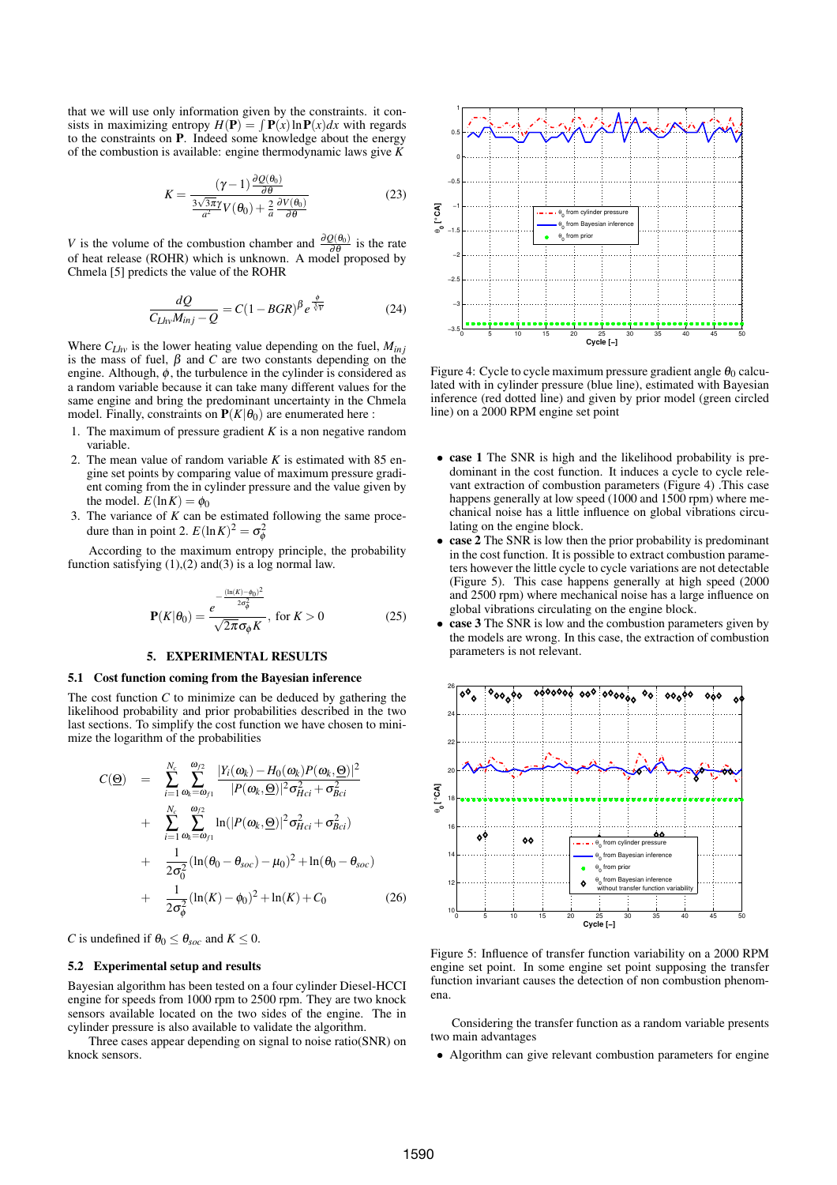that we will use only information given by the constraints. it consists in maximizing entropy $H(\mathbf{P}) = \int \mathbf{P}(x)\ln\mathbf{P}(x)dx$ with regards to the constraints on $\mathbf{P}$. Indeed some knowledge about the energy of the combustion is available: engine thermodynamic laws give $K$

$$K = \frac{(\gamma-1)\frac{\partial Q(\theta_0)}{\partial\theta}}{\frac{3\sqrt{3\pi}\gamma}{a^2}V(\theta_0)+\frac{2}{a}\frac{\partial V(\theta_0)}{\partial\theta}} \tag{23}$$

$V$ is the volume of the combustion chamber and $\frac{\partial Q(\theta_0)}{\partial\theta}$ is the rate of heat release (ROHR) which is unknown. A model proposed by Chmela [5] predicts the value of the ROHR

$$\frac{dQ}{C_{Lhv}M_{inj}-Q} = C(1-BGR)^{\beta}e^{\frac{\phi}{\sqrt[3]{V}}} \tag{24}$$

Where $C_{Lhv}$ is the lower heating value depending on the fuel, $M_{inj}$ is the mass of fuel, $\beta$ and $C$ are two constants depending on the engine. Although, $\phi$, the turbulence in the cylinder is considered as a random variable because it can take many different values for the same engine and bring the predominant uncertainty in the Chmela model. Finally, constraints on $\mathbf{P}(K|\theta_0)$ are enumerated here :

1. The maximum of pressure gradient $K$ is a non negative random variable.
2. The mean value of random variable $K$ is estimated with 85 engine set points by comparing value of maximum pressure gradient coming from the in cylinder pressure and the value given by the model. $E(\ln K) = \phi_0$
3. The variance of $K$ can be estimated following the same procedure than in point 2. $E(\ln K)^2 = \sigma_\phi^2$

According to the maximum entropy principle, the probability function satisfying (1),(2) and(3) is a log normal law.

$$\mathbf{P}(K|\theta_0) = \frac{e^{-\frac{(\ln(K)-\phi_0)^2}{2\sigma_\phi^2}}}{\sqrt{2\pi}\sigma_\phi K}, \text{ for } K>0 \tag{25}$$

## 5. EXPERIMENTAL RESULTS

### 5.1 Cost function coming from the Bayesian inference

The cost function $C$ to minimize can be deduced by gathering the likelihood probability and prior probabilities described in the two last sections. To simplify the cost function we have chosen to minimize the logarithm of the probabilities

$$\begin{aligned} C(\underline{\Theta}) \;=\; & \sum_{i=1}^{N_c}\sum_{\omega_k=\omega_{f1}}^{\omega_{f2}} \frac{|Y_i(\omega_k)-H_0(\omega_k)P(\omega_k,\underline{\Theta})|^2}{|P(\omega_k,\underline{\Theta})|^2\sigma_{Hci}^2+\sigma_{Bci}^2} \\ + & \sum_{i=1}^{N_c}\sum_{\omega_k=\omega_{f1}}^{\omega_{f2}} \ln(|P(\omega_k,\underline{\Theta})|^2\sigma_{Hci}^2+\sigma_{Bci}^2) \\ + & \frac{1}{2\sigma_0^2}(\ln(\theta_0-\theta_{soc})-\mu_0)^2+\ln(\theta_0-\theta_{soc}) \\ + & \frac{1}{2\sigma_\phi^2}(\ln(K)-\phi_0)^2+\ln(K)+C_0 \end{aligned} \tag{26}$$

$C$ is undefined if $\theta_0 \le \theta_{soc}$ and $K \le 0$.

### 5.2 Experimental setup and results

Bayesian algorithm has been tested on a four cylinder Diesel-HCCI engine for speeds from 1000 rpm to 2500 rpm. They are two knock sensors available located on the two sides of the engine. The in cylinder pressure is also available to validate the algorithm.

Three cases appear depending on signal to noise ratio(SNR) on knock sensors.

Figure 4: Cycle to cycle maximum pressure gradient angle $\theta_0$ calculated with in cylinder pressure (blue line), estimated with Bayesian inference (red dotted line) and given by prior model (green circled line) on a 2000 RPM engine set point

- **case 1** The SNR is high and the likelihood probability is predominant in the cost function. It induces a cycle to cycle relevant extraction of combustion parameters (Figure 4) .This case happens generally at low speed (1000 and 1500 rpm) where mechanical noise has a little influence on global vibrations circulating on the engine block.
- **case 2** The SNR is low then the prior probability is predominant in the cost function. It is possible to extract combustion parameters however the little cycle to cycle variations are not detectable (Figure 5). This case happens generally at high speed (2000 and 2500 rpm) where mechanical noise has a large influence on global vibrations circulating on the engine block.
- **case 3** The SNR is low and the combustion parameters given by the models are wrong. In this case, the extraction of combustion parameters is not relevant.

Figure 5: Influence of transfer function variability on a 2000 RPM engine set point. In some engine set point supposing the transfer function invariant causes the detection of non combustion phenomena.

Considering the transfer function as a random variable presents two main advantages

- Algorithm can give relevant combustion parameters for engine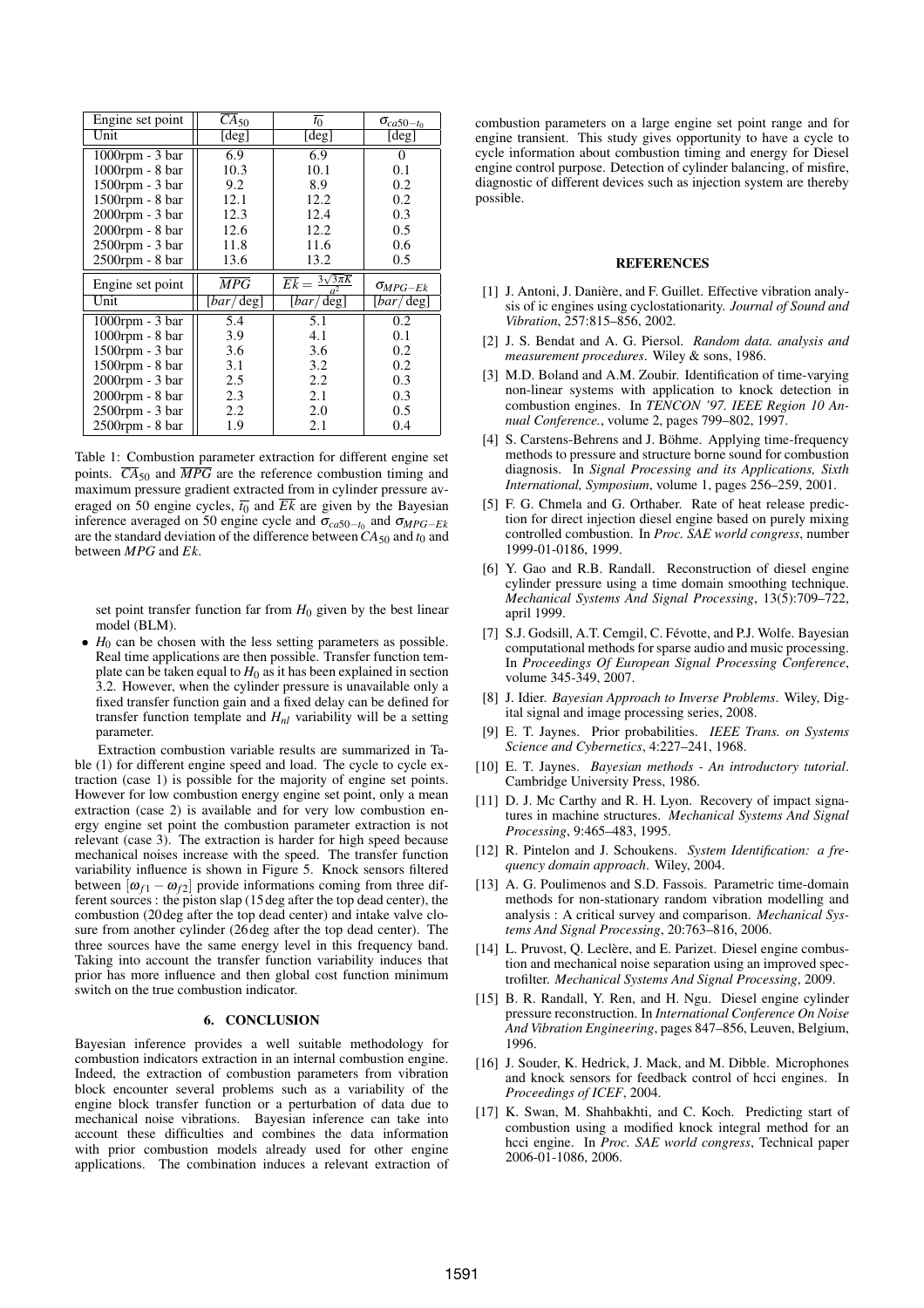| Engine set point | $\overline{CA}_{50}$ | $\overline{t_0}$ | $\sigma_{ca50-t_0}$ |
|---|---|---|---|
| Unit | [deg] | [deg] | [deg] |
| 1000rpm - 3 bar | 6.9 | 6.9 | 0 |
| 1000rpm - 8 bar | 10.3 | 10.1 | 0.1 |
| 1500rpm - 3 bar | 9.2 | 8.9 | 0.2 |
| 1500rpm - 8 bar | 12.1 | 12.2 | 0.2 |
| 2000rpm - 3 bar | 12.3 | 12.4 | 0.3 |
| 2000rpm - 8 bar | 12.6 | 12.2 | 0.5 |
| 2500rpm - 3 bar | 11.8 | 11.6 | 0.6 |
| 2500rpm - 8 bar | 13.6 | 13.2 | 0.5 |
| Engine set point | $\overline{MPG}$ | $\overline{Ek} = \frac{3\sqrt{3}\pi K}{a^2}$ | $\sigma_{MPG-Ek}$ |
| Unit | $[bar/\deg]$ | $[bar/\deg]$ | $[bar/\deg]$ |
| 1000rpm - 3 bar | 5.4 | 5.1 | 0.2 |
| 1000rpm - 8 bar | 3.9 | 4.1 | 0.1 |
| 1500rpm - 3 bar | 3.6 | 3.6 | 0.2 |
| 1500rpm - 8 bar | 3.1 | 3.2 | 0.2 |
| 2000rpm - 3 bar | 2.5 | 2.2 | 0.3 |
| 2000rpm - 8 bar | 2.3 | 2.1 | 0.3 |
| 2500rpm - 3 bar | 2.2 | 2.0 | 0.5 |
| 2500rpm - 8 bar | 1.9 | 2.1 | 0.4 |

Table 1: Combustion parameter extraction for different engine set points. $\overline{CA}_{50}$ and $\overline{MPG}$ are the reference combustion timing and maximum pressure gradient extracted from in cylinder pressure averaged on 50 engine cycles, $\overline{t_0}$ and $\overline{Ek}$ are given by the Bayesian inference averaged on 50 engine cycle and $\sigma_{ca50-t_0}$ and $\sigma_{MPG-Ek}$ are the standard deviation of the difference between $CA_{50}$ and $t_0$ and between $MPG$ and $Ek$.

set point transfer function far from $H_0$ given by the best linear model (BLM).

- $H_0$ can be chosen with the less setting parameters as possible. Real time applications are then possible. Transfer function template can be taken equal to $H_0$ as it has been explained in section 3.2. However, when the cylinder pressure is unavailable only a fixed transfer function gain and a fixed delay can be defined for transfer function template and $H_{nl}$ variability will be a setting parameter.

Extraction combustion variable results are summarized in Table (1) for different engine speed and load. The cycle to cycle extraction (case 1) is possible for the majority of engine set points. However for low combustion energy engine set point, only a mean extraction (case 2) is available and for very low combustion energy engine set point the combustion parameter extraction is not relevant (case 3). The extraction is harder for high speed because mechanical noises increase with the speed. The transfer function variability influence is shown in Figure 5. Knock sensors filtered between $[\omega_{f1} - \omega_{f2}]$ provide informations coming from three different sources : the piston slap (15 deg after the top dead center), the combustion (20 deg after the top dead center) and intake valve closure from another cylinder (26 deg after the top dead center). The three sources have the same energy level in this frequency band. Taking into account the transfer function variability induces that prior has more influence and then global cost function minimum switch on the true combustion indicator.

## 6. CONCLUSION

Bayesian inference provides a well suitable methodology for combustion indicators extraction in an internal combustion engine. Indeed, the extraction of combustion parameters from vibration block encounter several problems such as a variability of the engine block transfer function or a perturbation of data due to mechanical noise vibrations. Bayesian inference can take into account these difficulties and combines the data information with prior combustion models already used for other engine applications. The combination induces a relevant extraction of combustion parameters on a large engine set point range and for engine transient. This study gives opportunity to have a cycle to cycle information about combustion timing and energy for Diesel engine control purpose. Detection of cylinder balancing, of misfire, diagnostic of different devices such as injection system are thereby possible.

## REFERENCES

[1] J. Antoni, J. Danière, and F. Guillet. Effective vibration analysis of ic engines using cyclostationarity. *Journal of Sound and Vibration*, 257:815–856, 2002.

[2] J. S. Bendat and A. G. Piersol. *Random data. analysis and measurement procedures*. Wiley & sons, 1986.

[3] M.D. Boland and A.M. Zoubir. Identification of time-varying non-linear systems with application to knock detection in combustion engines. In *TENCON '97. IEEE Region 10 Annual Conference.*, volume 2, pages 799–802, 1997.

[4] S. Carstens-Behrens and J. Böhme. Applying time-frequency methods to pressure and structure borne sound for combustion diagnosis. In *Signal Processing and its Applications, Sixth International, Symposium*, volume 1, pages 256–259, 2001.

[5] F. G. Chmela and G. Orthaber. Rate of heat release prediction for direct injection diesel engine based on purely mixing controlled combustion. In *Proc. SAE world congress*, number 1999-01-0186, 1999.

[6] Y. Gao and R.B. Randall. Reconstruction of diesel engine cylinder pressure using a time domain smoothing technique. *Mechanical Systems And Signal Processing*, 13(5):709–722, april 1999.

[7] S.J. Godsill, A.T. Cemgil, C. Févotte, and P.J. Wolfe. Bayesian computational methods for sparse audio and music processing. In *Proceedings Of European Signal Processing Conference*, volume 345-349, 2007.

[8] J. Idier. *Bayesian Approach to Inverse Problems*. Wiley, Digital signal and image processing series, 2008.

[9] E. T. Jaynes. Prior probabilities. *IEEE Trans. on Systems Science and Cybernetics*, 4:227–241, 1968.

[10] E. T. Jaynes. *Bayesian methods - An introductory tutorial*. Cambridge University Press, 1986.

[11] D. J. Mc Carthy and R. H. Lyon. Recovery of impact signatures in machine structures. *Mechanical Systems And Signal Processing*, 9:465–483, 1995.

[12] R. Pintelon and J. Schoukens. *System Identification: a frequency domain approach*. Wiley, 2004.

[13] A. G. Poulimenos and S.D. Fassois. Parametric time-domain methods for non-stationary random vibration modelling and analysis : A critical survey and comparison. *Mechanical Systems And Signal Processing*, 20:763–816, 2006.

[14] L. Pruvost, Q. Leclère, and E. Parizet. Diesel engine combustion and mechanical noise separation using an improved spectrofilter. *Mechanical Systems And Signal Processing*, 2009.

[15] B. R. Randall, Y. Ren, and H. Ngu. Diesel engine cylinder pressure reconstruction. In *International Conference On Noise And Vibration Engineering*, pages 847–856, Leuven, Belgium, 1996.

[16] J. Souder, K. Hedrick, J. Mack, and M. Dibble. Microphones and knock sensors for feedback control of hcci engines. In *Proceedings of ICEF*, 2004.

[17] K. Swan, M. Shahbakhti, and C. Koch. Predicting start of combustion using a modified knock integral method for an hcci engine. In *Proc. SAE world congress*, Technical paper 2006-01-1086, 2006.